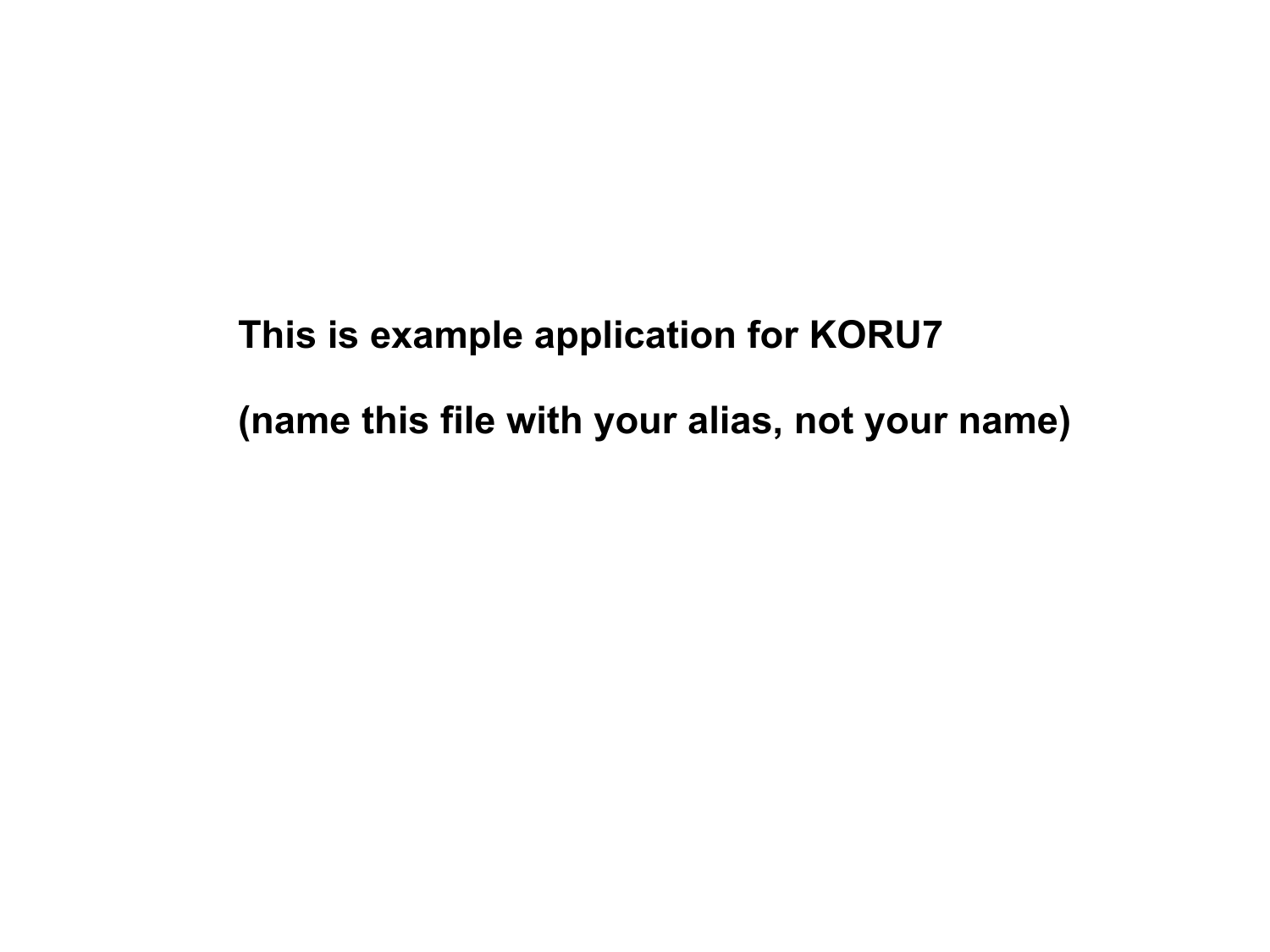**This is example application for KORU7**

**(name this file with your alias, not your name)**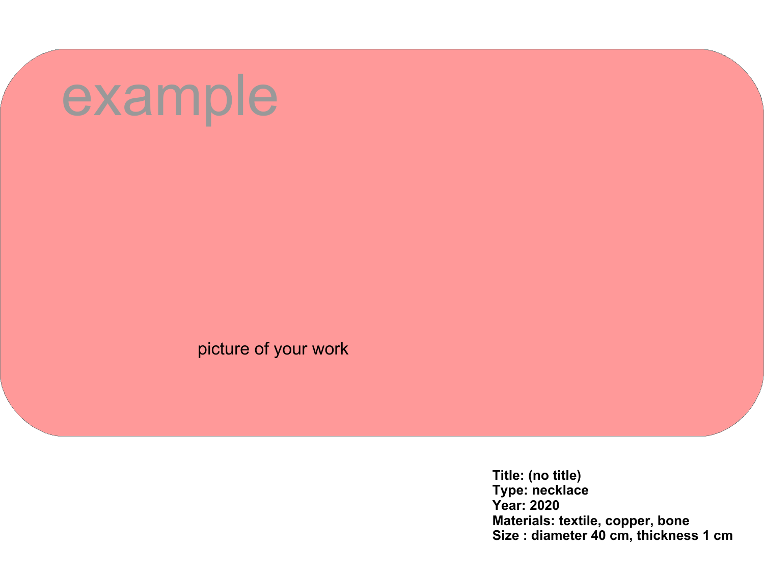example

picture of your work

**Title: (no title)**
**Type: necklace**
**Year: 2020**
**Materials: textile, copper, bone**
**Size : diameter 40 cm, thickness 1 cm**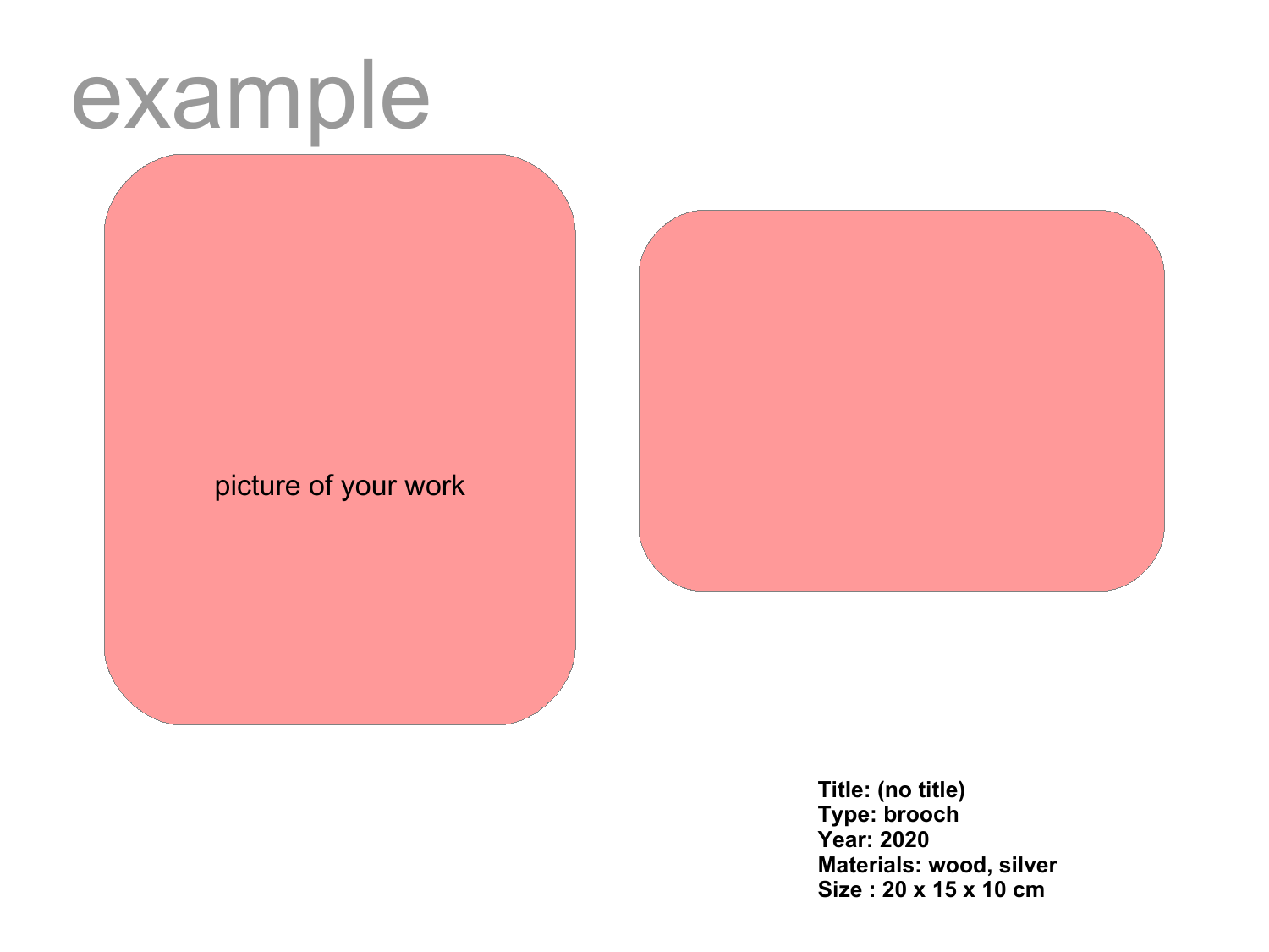# example

picture of your work

**Title: (no title)**
**Type: brooch**
**Year: 2020**
**Materials: wood, silver**
**Size : 20 x 15 x 10 cm**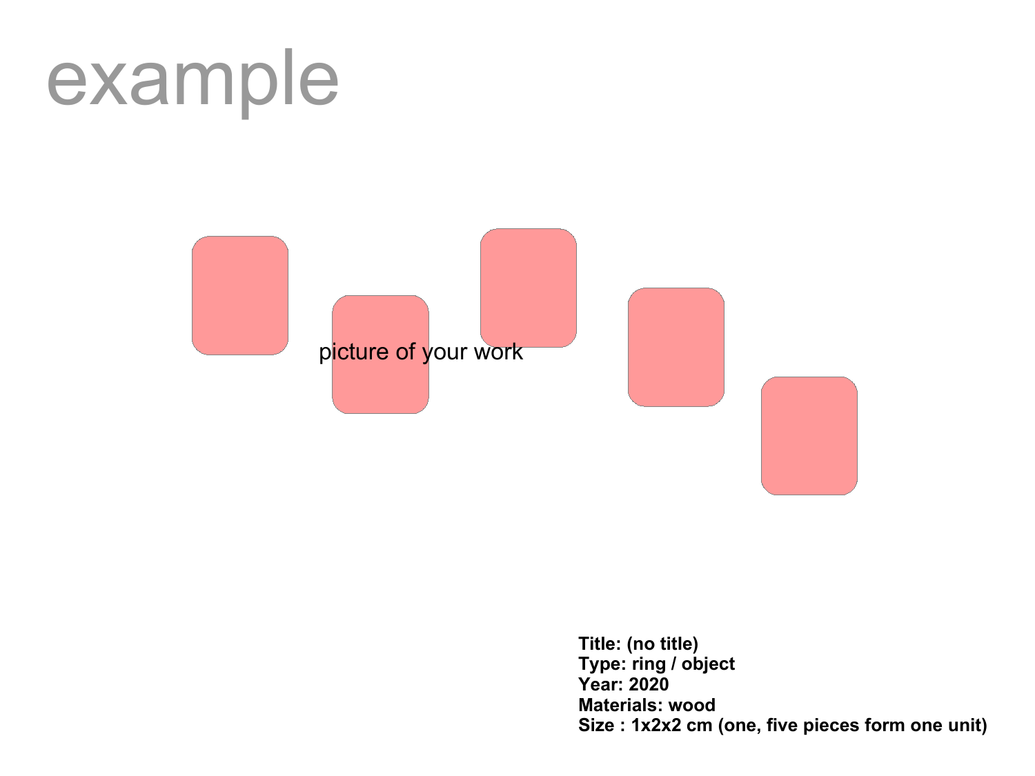# example

picture of your work

**Title: (no title)**
**Type: ring / object**
**Year: 2020**
**Materials: wood**
**Size : 1x2x2 cm (one, five pieces form one unit)**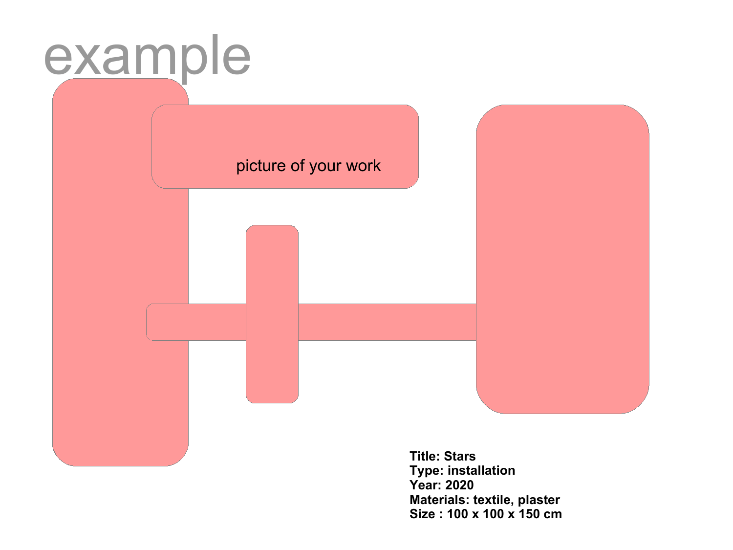# example

picture of your work

**Title: Stars**
**Type: installation**
**Year: 2020**
**Materials: textile, plaster**
**Size : 100 x 100 x 150 cm**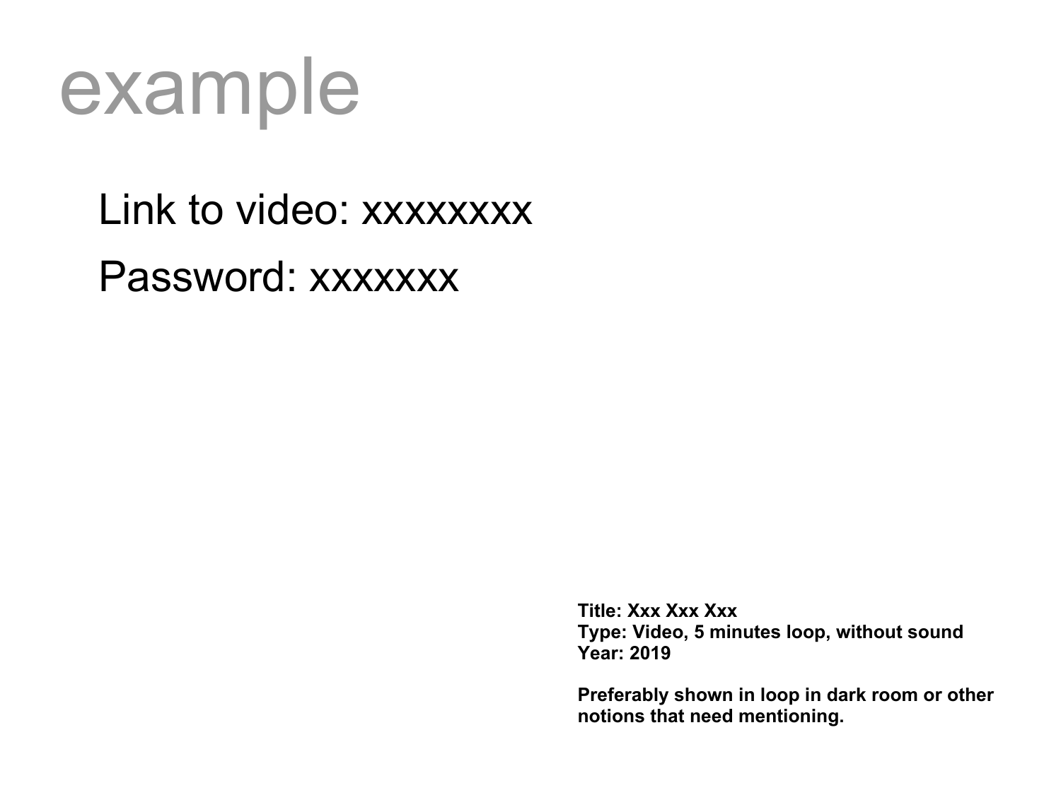# example

Link to video: xxxxxxxx

Password: xxxxxxx

**Title: Xxx Xxx Xxx**
**Type: Video, 5 minutes loop, without sound**
**Year: 2019**

**Preferably shown in loop in dark room or other notions that need mentioning.**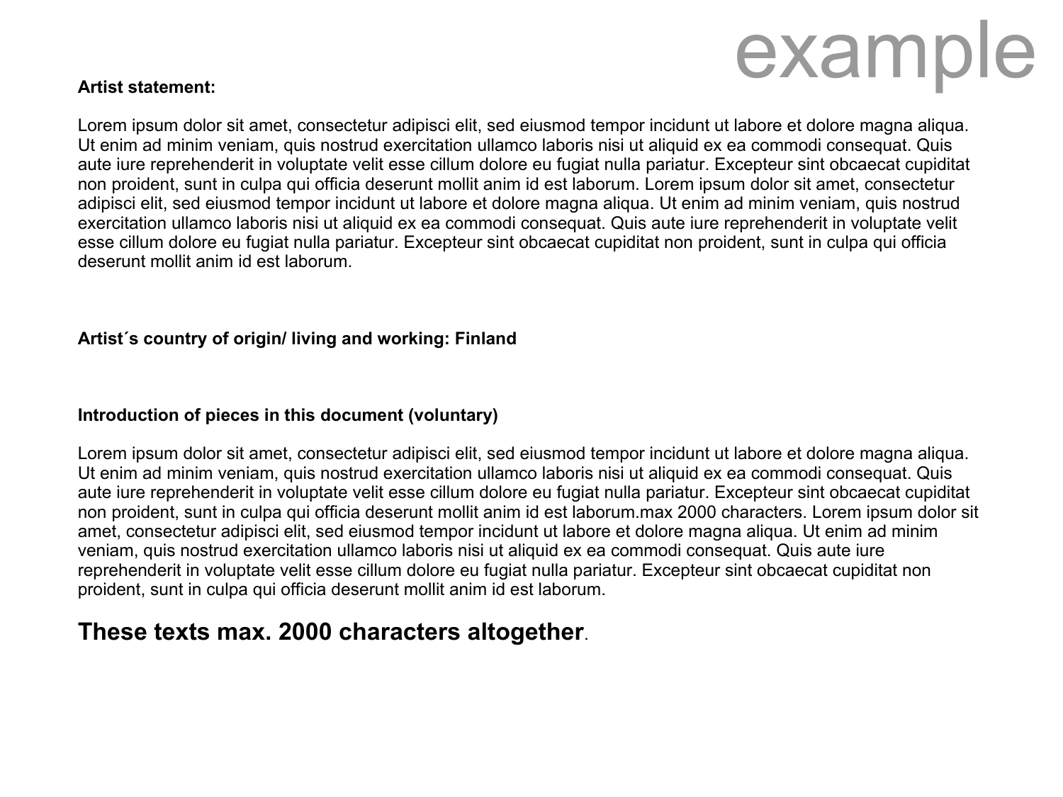example

**Artist statement:**

Lorem ipsum dolor sit amet, consectetur adipisci elit, sed eiusmod tempor incidunt ut labore et dolore magna aliqua. Ut enim ad minim veniam, quis nostrud exercitation ullamco laboris nisi ut aliquid ex ea commodi consequat. Quis aute iure reprehenderit in voluptate velit esse cillum dolore eu fugiat nulla pariatur. Excepteur sint obcaecat cupiditat non proident, sunt in culpa qui officia deserunt mollit anim id est laborum. Lorem ipsum dolor sit amet, consectetur adipisci elit, sed eiusmod tempor incidunt ut labore et dolore magna aliqua. Ut enim ad minim veniam, quis nostrud exercitation ullamco laboris nisi ut aliquid ex ea commodi consequat. Quis aute iure reprehenderit in voluptate velit esse cillum dolore eu fugiat nulla pariatur. Excepteur sint obcaecat cupiditat non proident, sunt in culpa qui officia deserunt mollit anim id est laborum.

**Artist´s country of origin/ living and working: Finland**

**Introduction of pieces in this document (voluntary)**

Lorem ipsum dolor sit amet, consectetur adipisci elit, sed eiusmod tempor incidunt ut labore et dolore magna aliqua. Ut enim ad minim veniam, quis nostrud exercitation ullamco laboris nisi ut aliquid ex ea commodi consequat. Quis aute iure reprehenderit in voluptate velit esse cillum dolore eu fugiat nulla pariatur. Excepteur sint obcaecat cupiditat non proident, sunt in culpa qui officia deserunt mollit anim id est laborum.max 2000 characters. Lorem ipsum dolor sit amet, consectetur adipisci elit, sed eiusmod tempor incidunt ut labore et dolore magna aliqua. Ut enim ad minim veniam, quis nostrud exercitation ullamco laboris nisi ut aliquid ex ea commodi consequat. Quis aute iure reprehenderit in voluptate velit esse cillum dolore eu fugiat nulla pariatur. Excepteur sint obcaecat cupiditat non proident, sunt in culpa qui officia deserunt mollit anim id est laborum.

**These texts max. 2000 characters altogether**.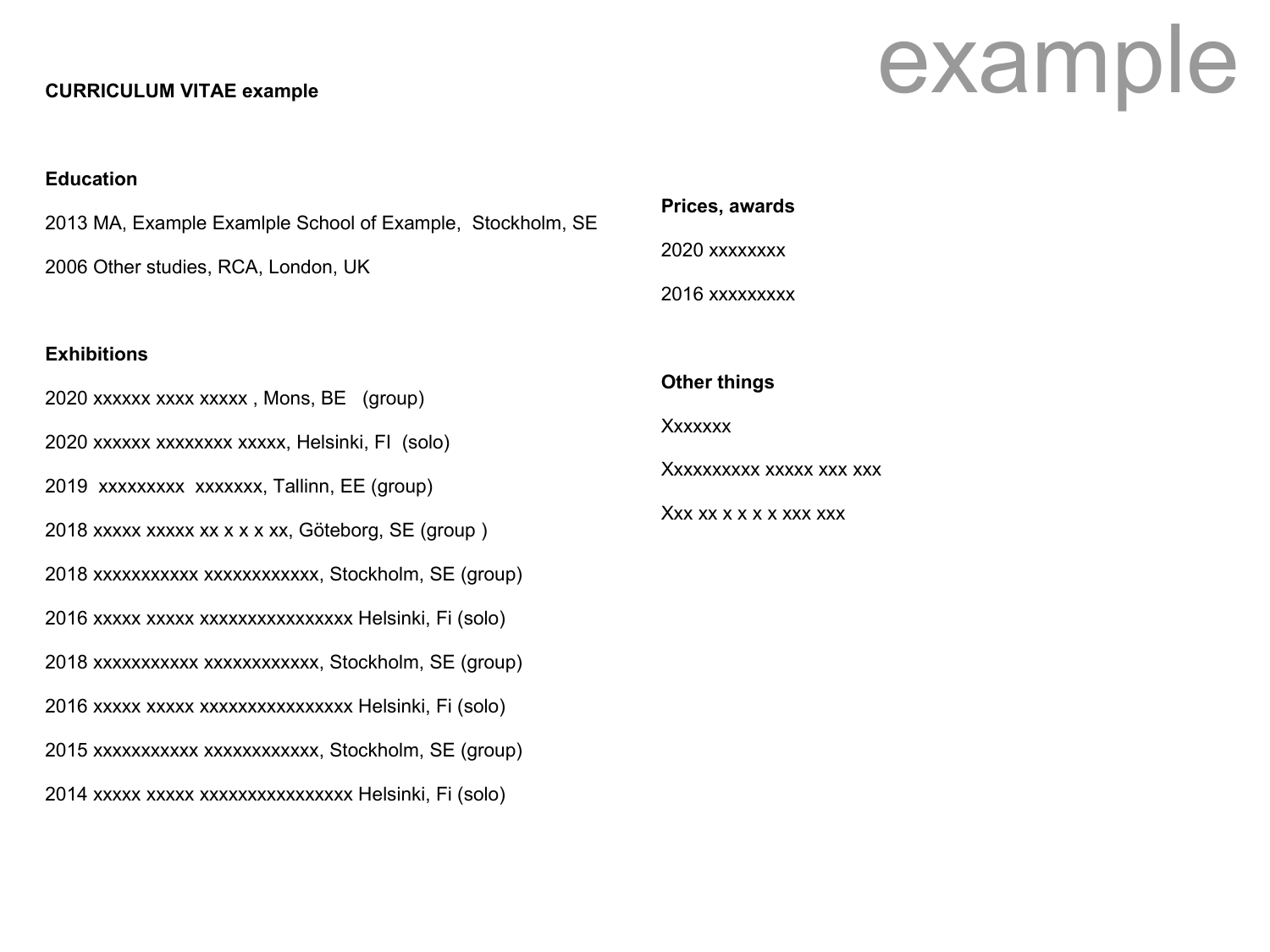example

**CURRICULUM VITAE example**

**Education**

2013 MA, Example Examlple School of Example,  Stockholm, SE

2006 Other studies, RCA, London, UK

**Exhibitions**

2020 xxxxxx xxxx xxxxx , Mons, BE   (group)

2020 xxxxxx xxxxxxxx xxxxx, Helsinki, FI  (solo)

2019  xxxxxxxxx  xxxxxxx, Tallinn, EE (group)

2018 xxxxx xxxxx xx x x x xx, Göteborg, SE (group )

2018 xxxxxxxxxxx xxxxxxxxxxxx, Stockholm, SE (group)

2016 xxxxx xxxxx xxxxxxxxxxxxxxxx Helsinki, Fi (solo)

2018 xxxxxxxxxxx xxxxxxxxxxxx, Stockholm, SE (group)

2016 xxxxx xxxxx xxxxxxxxxxxxxxxx Helsinki, Fi (solo)

2015 xxxxxxxxxxx xxxxxxxxxxxx, Stockholm, SE (group)

2014 xxxxx xxxxx xxxxxxxxxxxxxxxx Helsinki, Fi (solo)

**Prices, awards**

2020 xxxxxxxx

2016 xxxxxxxxx

**Other things**

Xxxxxxx

Xxxxxxxxxx xxxxx xxx xxx

Xxx xx x x x x xxx xxx